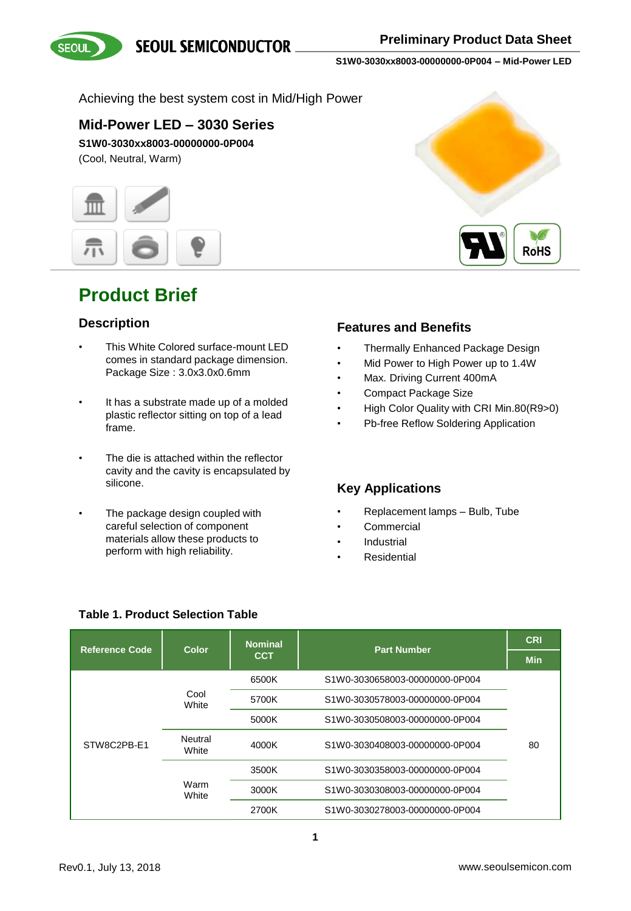Achieving the best system cost in Mid/High Power

## Mid-Power LED – 3030 Series

**S1W0-3030xx8003-00000000-0P004**

(Cool, Neutral, Warm)

# Product Brief

## Description

- This White Colored surface-mount LED comes in standard package dimension. Package Size : 3.0x3.0x0.6mm
- It has a substrate made up of a molded plastic reflector sitting on top of a lead frame.
- The die is attached within the reflector cavity and the cavity is encapsulated by silicone.
- The package design coupled with careful selection of component materials allow these products to perform with high reliability.

## Features and Benefits

- Thermally Enhanced Package Design
- Mid Power to High Power up to 1.4W
- Max. Driving Current 400mA
- Compact Package Size
- High Color Quality with CRI Min.80(R9>0)
- Pb-free Reflow Soldering Application

## Key Applications

- Replacement lamps – Bulb, Tube
- Commercial
- Industrial
- Residential

**Table 1. Product Selection Table**

| Reference Code | Color | Nominal CCT | Part Number | CRI |
|---|---|---|---|---|
| | | | | Min |
| STW8C2PB-E1 | Cool White | 6500K | S1W0-3030658003-00000000-0P004 | 80 |
| | | 5700K | S1W0-3030578003-00000000-0P004 | |
| | | 5000K | S1W0-3030508003-00000000-0P004 | |
| | Neutral White | 4000K | S1W0-3030408003-00000000-0P004 | |
| | Warm White | 3500K | S1W0-3030358003-00000000-0P004 | |
| | | 3000K | S1W0-3030308003-00000000-0P004 | |
| | | 2700K | S1W0-3030278003-00000000-0P004 | |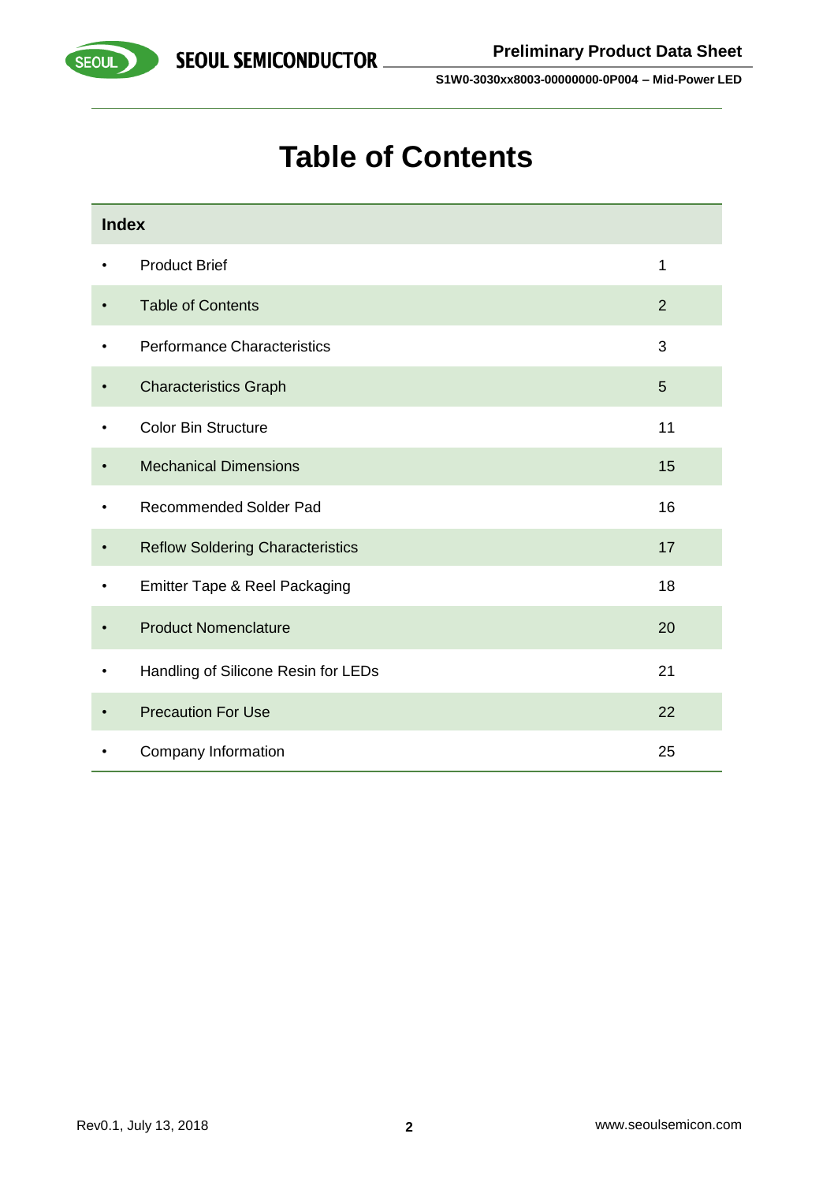# Table of Contents

| Index | | |
|---|---|---|
| • | Product Brief | 1 |
| • | Table of Contents | 2 |
| • | Performance Characteristics | 3 |
| • | Characteristics Graph | 5 |
| • | Color Bin Structure | 11 |
| • | Mechanical Dimensions | 15 |
| • | Recommended Solder Pad | 16 |
| • | Reflow Soldering Characteristics | 17 |
| • | Emitter Tape & Reel Packaging | 18 |
| • | Product Nomenclature | 20 |
| • | Handling of Silicone Resin for LEDs | 21 |
| • | Precaution For Use | 22 |
| • | Company Information | 25 |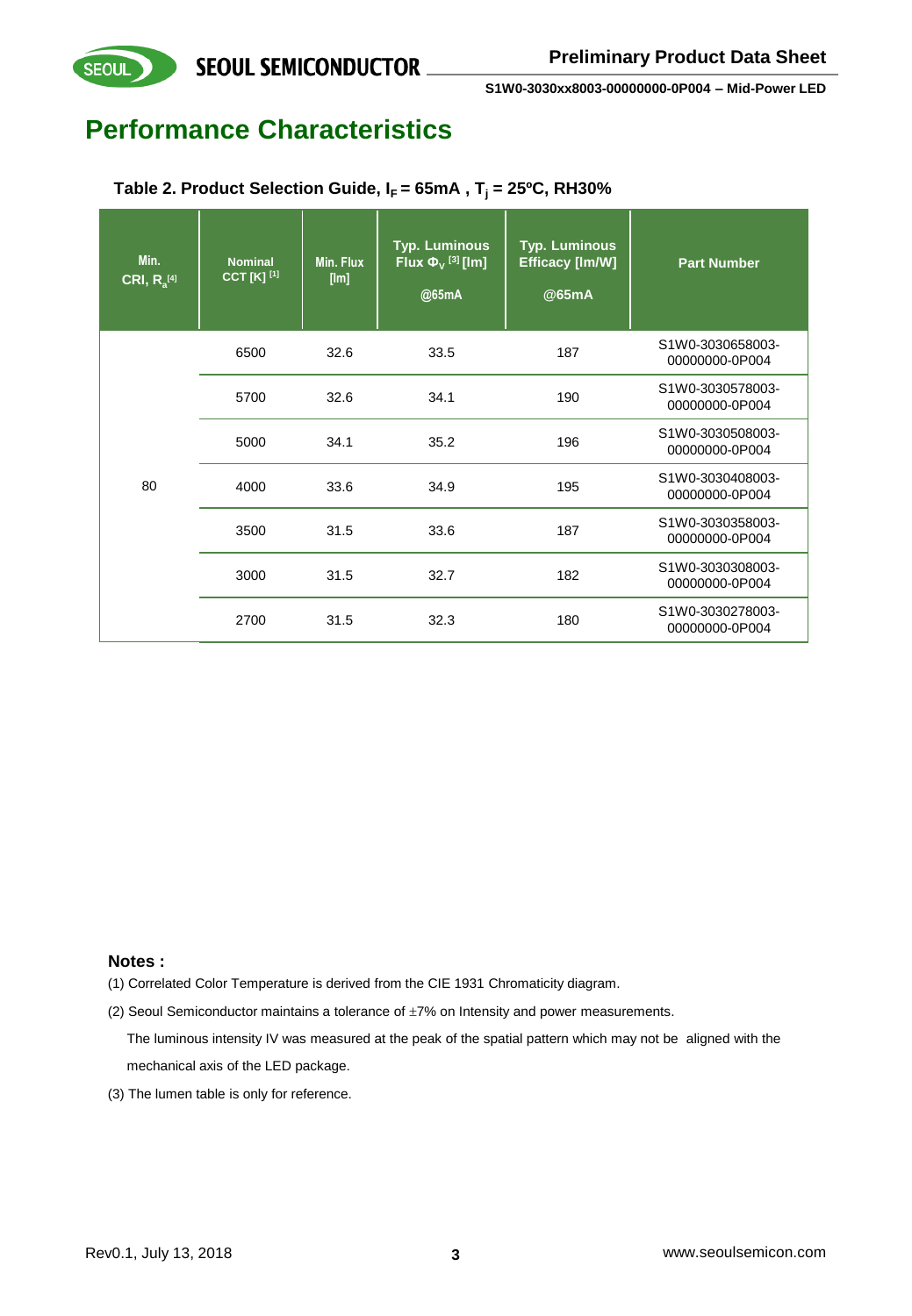# Performance Characteristics

**Table 2. Product Selection Guide, $I_F$ = 65mA , $T_j$ = 25ºC, RH30%**

| Min. CRI, $R_a$ [4] | Nominal CCT [K] [1] | Min. Flux [lm] | Typ. Luminous Flux $\Phi_V$ [3] [lm] @65mA | Typ. Luminous Efficacy [lm/W] @65mA | Part Number |
|---|---|---|---|---|---|
| 80 | 6500 | 32.6 | 33.5 | 187 | S1W0-3030658003-00000000-0P004 |
| | 5700 | 32.6 | 34.1 | 190 | S1W0-3030578003-00000000-0P004 |
| | 5000 | 34.1 | 35.2 | 196 | S1W0-3030508003-00000000-0P004 |
| | 4000 | 33.6 | 34.9 | 195 | S1W0-3030408003-00000000-0P004 |
| | 3500 | 31.5 | 33.6 | 187 | S1W0-3030358003-00000000-0P004 |
| | 3000 | 31.5 | 32.7 | 182 | S1W0-3030308003-00000000-0P004 |
| | 2700 | 31.5 | 32.3 | 180 | S1W0-3030278003-00000000-0P004 |

**Notes :**

(1) Correlated Color Temperature is derived from the CIE 1931 Chromaticity diagram.

(2) Seoul Semiconductor maintains a tolerance of ±7% on Intensity and power measurements.
The luminous intensity IV was measured at the peak of the spatial pattern which may not be aligned with the mechanical axis of the LED package.

(3) The lumen table is only for reference.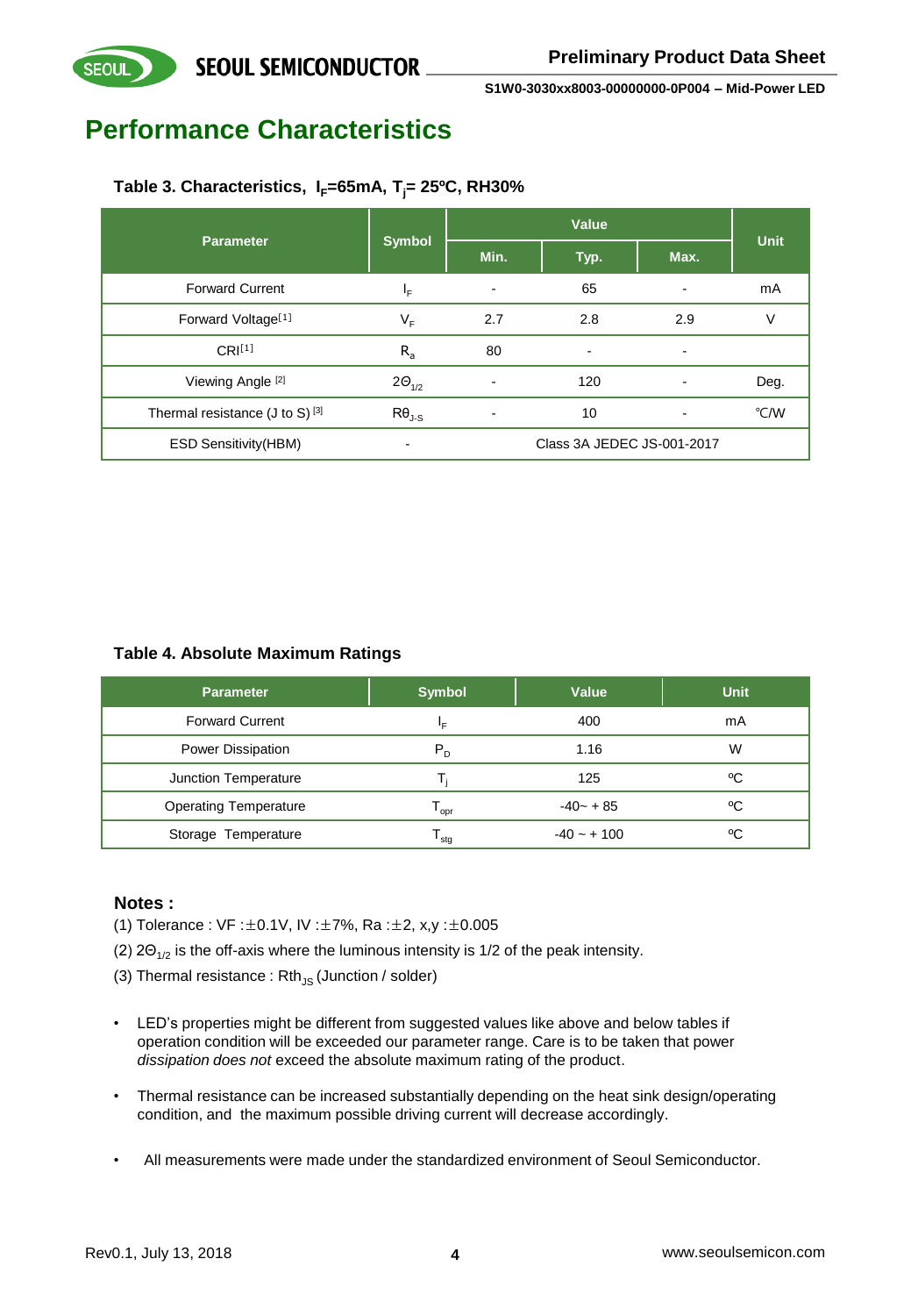# Performance Characteristics

**Table 3. Characteristics, $I_F$=65mA, $T_j$= 25ºC, RH30%**

| Parameter | Symbol | Value | | | Unit |
|---|---|---|---|---|---|
| | | Min. | Typ. | Max. | |
| Forward Current | $I_F$ | - | 65 | - | mA |
| Forward Voltage[1] | $V_F$ | 2.7 | 2.8 | 2.9 | V |
| CRI[1] | $R_a$ | 80 | - | - | |
| Viewing Angle [2] | $2\Theta_{1/2}$ | - | 120 | - | Deg. |
| Thermal resistance (J to S) [3] | $R\theta_{J-S}$ | - | 10 | - | ℃/W |
| ESD Sensitivity(HBM) | - | Class 3A JEDEC JS-001-2017 | | | |

**Table 4. Absolute Maximum Ratings**

| Parameter | Symbol | Value | Unit |
|---|---|---|---|
| Forward Current | $I_F$ | 400 | mA |
| Power Dissipation | $P_D$ | 1.16 | W |
| Junction Temperature | $T_j$ | 125 | ºC |
| Operating Temperature | $T_{opr}$ | -40~ + 85 | ºC |
| Storage Temperature | $T_{stg}$ | -40 ~ + 100 | ºC |

**Notes :**

(1) Tolerance : VF :±0.1V, IV :±7%, Ra :±2, x,y :±0.005

(2) $2\Theta_{1/2}$ is the off-axis where the luminous intensity is 1/2 of the peak intensity.

(3) Thermal resistance : $Rth_{JS}$ (Junction / solder)

- LED's properties might be different from suggested values like above and below tables if operation condition will be exceeded our parameter range. Care is to be taken that power *dissipation does not* exceed the absolute maximum rating of the product.
- Thermal resistance can be increased substantially depending on the heat sink design/operating condition, and the maximum possible driving current will decrease accordingly.
- All measurements were made under the standardized environment of Seoul Semiconductor.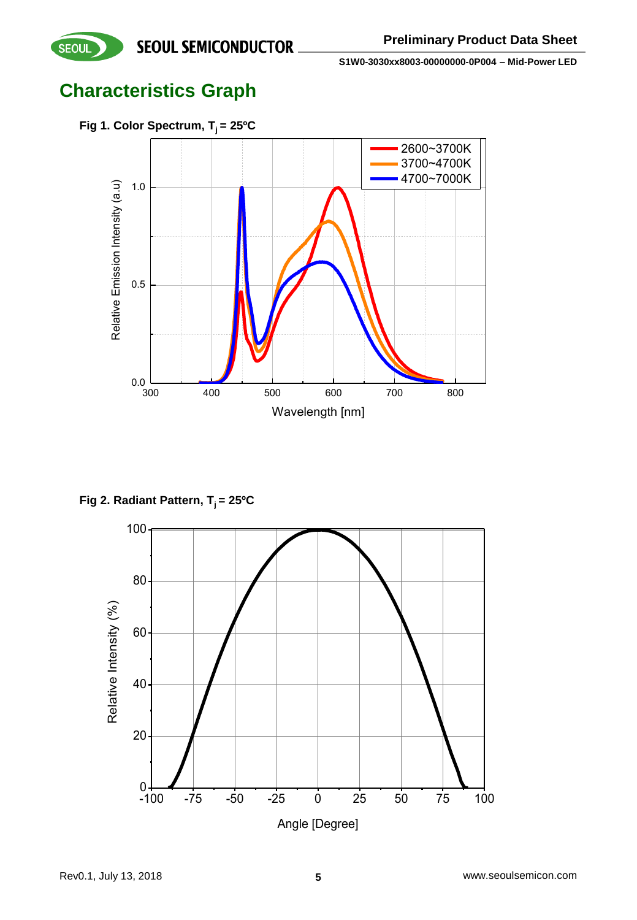## Characteristics Graph

**Fig 1. Color Spectrum, $T_j$ = 25ºC**

**Fig 2. Radiant Pattern, $T_j$ = 25ºC**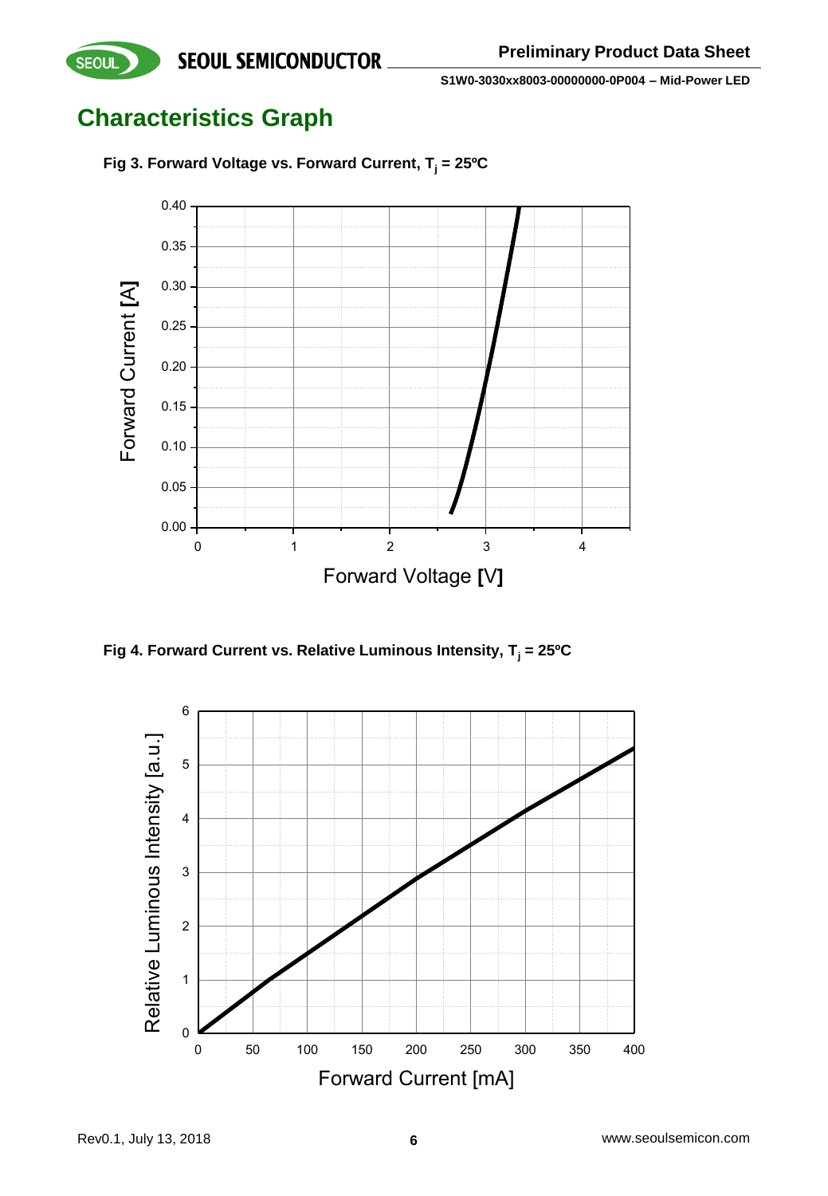## Characteristics Graph

**Fig 3. Forward Voltage vs. Forward Current, $T_j$ = 25ºC**

**Fig 4. Forward Current vs. Relative Luminous Intensity, $T_j$ = 25ºC**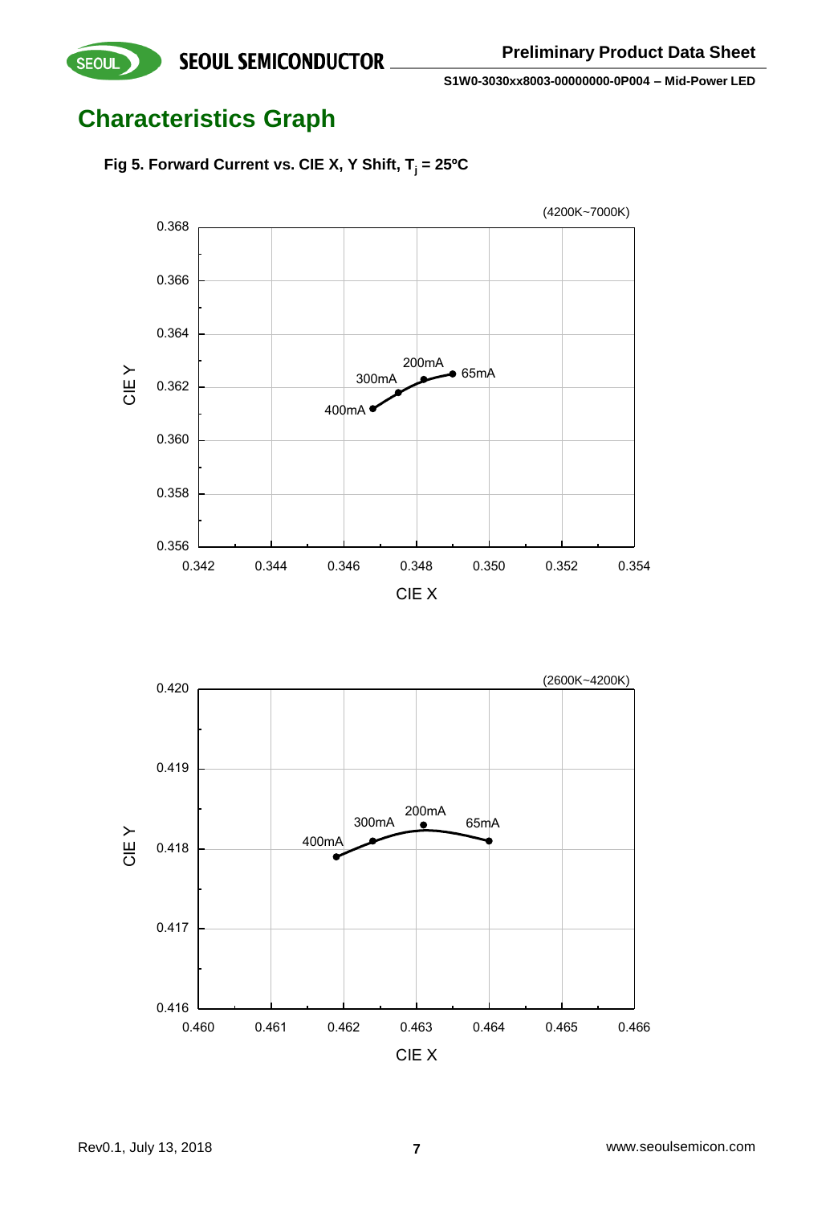## Characteristics Graph

**Fig 5. Forward Current vs. CIE X, Y Shift, $T_j$ = 25ºC**

(4200K~7000K)

CIE Y: 0.356, 0.358, 0.360, 0.362, 0.364, 0.366, 0.368

CIE X: 0.342, 0.344, 0.346, 0.348, 0.350, 0.352, 0.354

400mA, 300mA, 200mA, 65mA

(2600K~4200K)

CIE Y: 0.416, 0.417, 0.418, 0.419, 0.420

CIE X: 0.460, 0.461, 0.462, 0.463, 0.464, 0.465, 0.466

400mA, 300mA, 200mA, 65mA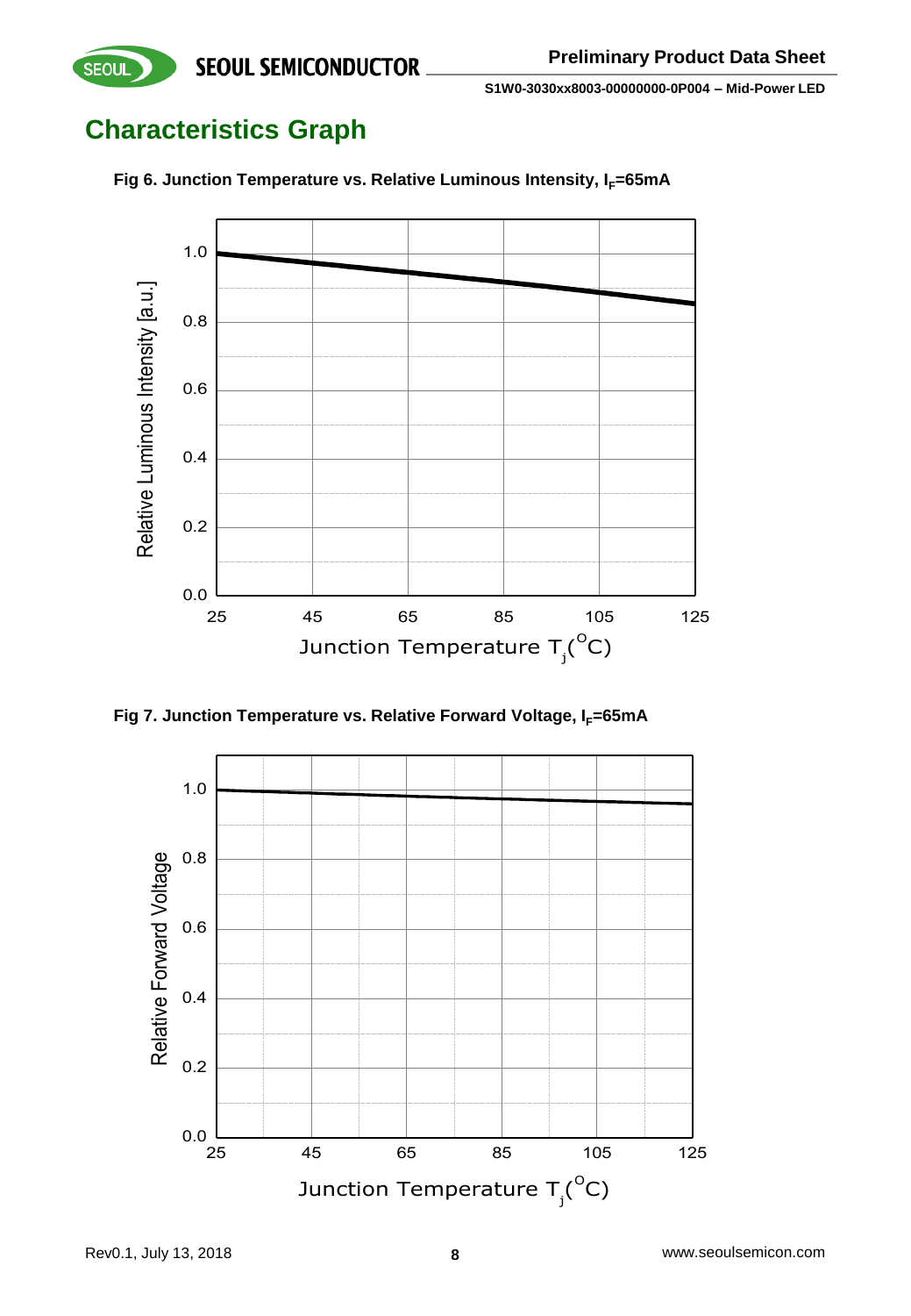## Characteristics Graph

**Fig 6. Junction Temperature vs. Relative Luminous Intensity, $I_F$=65mA**

**Fig 7. Junction Temperature vs. Relative Forward Voltage, $I_F$=65mA**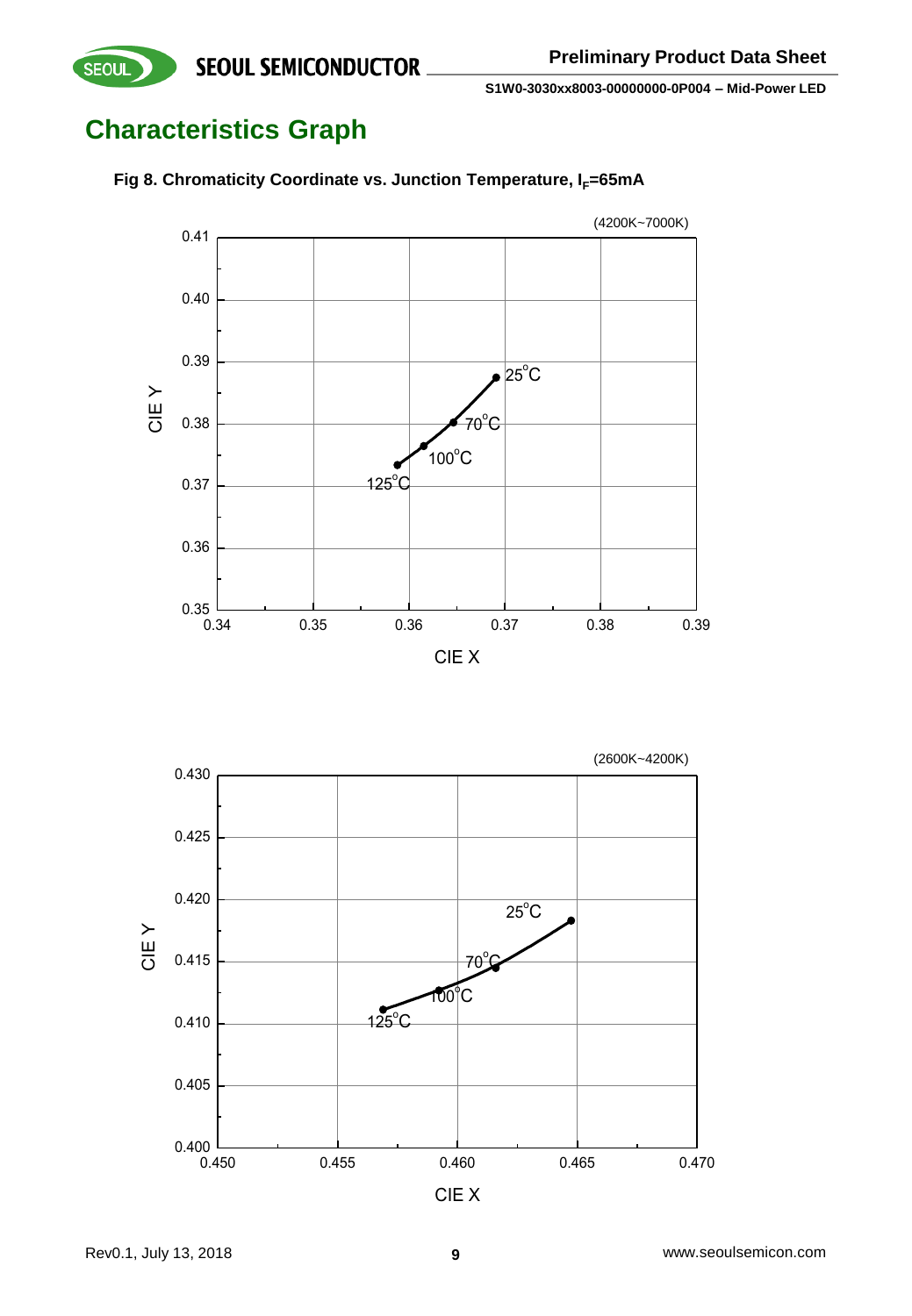# Characteristics Graph

**Fig 8. Chromaticity Coordinate vs. Junction Temperature, $I_F$=65mA**

(4200K~7000K)

CIE Y

CIE X

0.41, 0.40, 0.39, 0.38, 0.37, 0.36, 0.35

0.34, 0.35, 0.36, 0.37, 0.38, 0.39

25°C, 70°C, 100°C, 125°C

(2600K~4200K)

CIE Y

CIE X

0.430, 0.425, 0.420, 0.415, 0.410, 0.405, 0.400

0.450, 0.455, 0.460, 0.465, 0.470

25°C, 70°C, 100°C, 125°C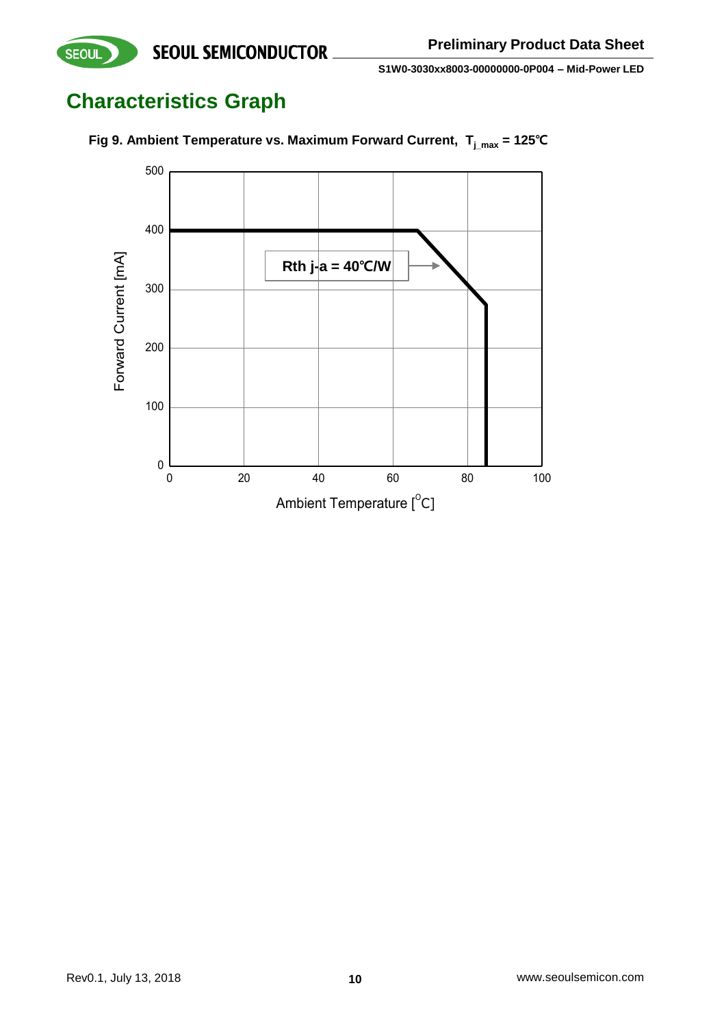# Characteristics Graph

**Fig 9. Ambient Temperature vs. Maximum Forward Current, $T_{j\_max}$ = 125℃**

Rth j-a = 40℃/W

Forward Current [mA]

Ambient Temperature [°C]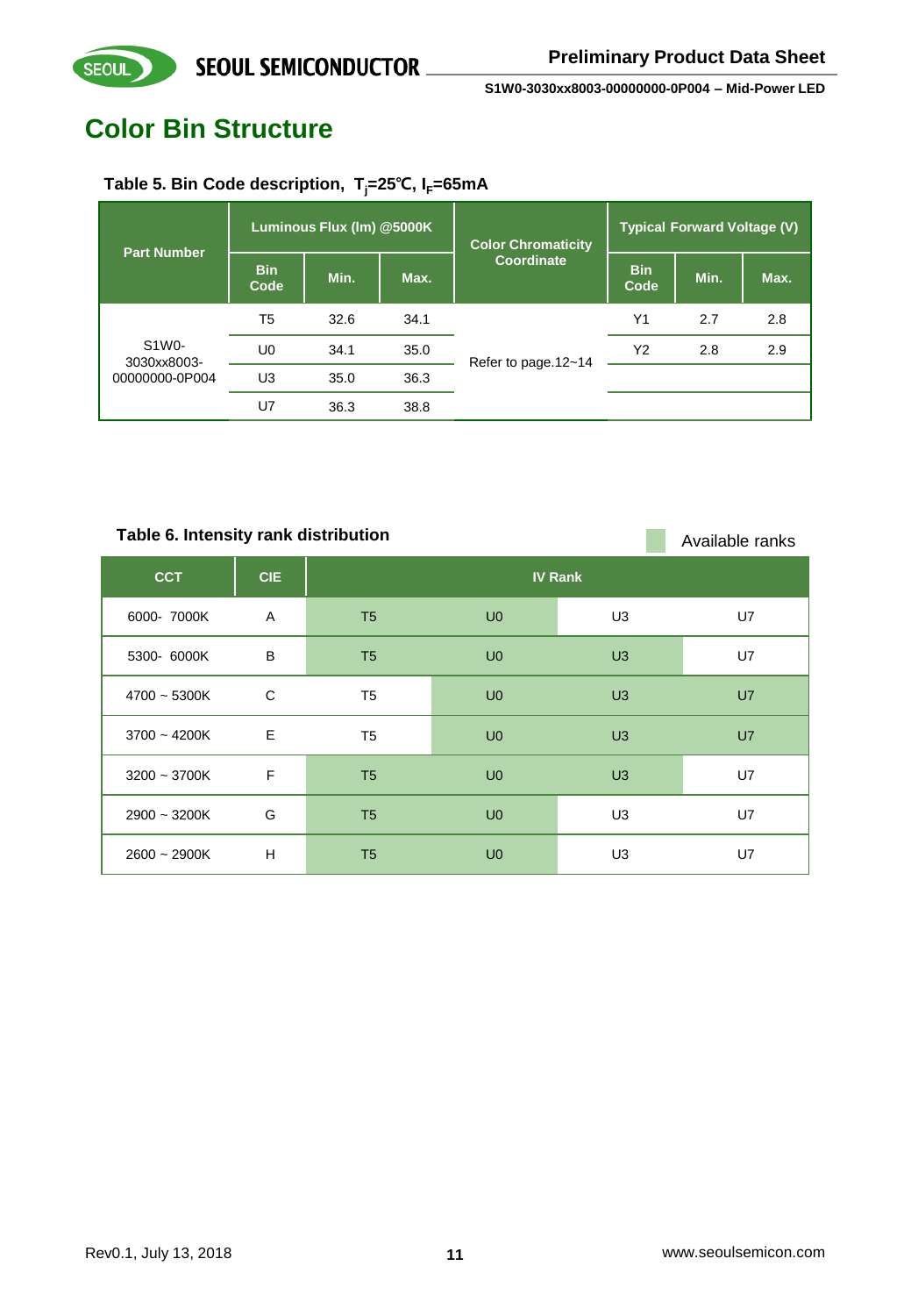# Color Bin Structure

**Table 5. Bin Code description, $T_j$=25℃, $I_F$=65mA**

| Part Number | Luminous Flux (lm) @5000K | | | Color Chromaticity Coordinate | Typical Forward Voltage (V) | | |
|---|---|---|---|---|---|---|---|
| | Bin Code | Min. | Max. | | Bin Code | Min. | Max. |
| S1W0-3030xx8003-00000000-0P004 | T5 | 32.6 | 34.1 | Refer to page.12~14 | Y1 | 2.7 | 2.8 |
| | U0 | 34.1 | 35.0 | | Y2 | 2.8 | 2.9 |
| | U3 | 35.0 | 36.3 | | | | |
| | U7 | 36.3 | 38.8 | | | | |

**Table 6. Intensity rank distribution**

Available ranks

| CCT | CIE | IV Rank | | | |
|---|---|---|---|---|---|
| 6000- 7000K | A | T5 | U0 | U3 | U7 |
| 5300- 6000K | B | T5 | U0 | U3 | U7 |
| 4700 ~ 5300K | C | T5 | U0 | U3 | U7 |
| 3700 ~ 4200K | E | T5 | U0 | U3 | U7 |
| 3200 ~ 3700K | F | T5 | U0 | U3 | U7 |
| 2900 ~ 3200K | G | T5 | U0 | U3 | U7 |
| 2600 ~ 2900K | H | T5 | U0 | U3 | U7 |

Available ranks (shaded in the original):

| CCT | CIE | Available ranks |
|---|---|---|
| 6000- 7000K | A | T5, U0 |
| 5300- 6000K | B | T5, U0, U3 |
| 4700 ~ 5300K | C | U0, U3, U7 |
| 3700 ~ 4200K | E | U0, U3, U7 |
| 3200 ~ 3700K | F | T5, U0, U3 |
| 2900 ~ 3200K | G | T5, U0 |
| 2600 ~ 2900K | H | T5, U0 |

Rev0.1, July 13, 2018 www.seoulsemicon.com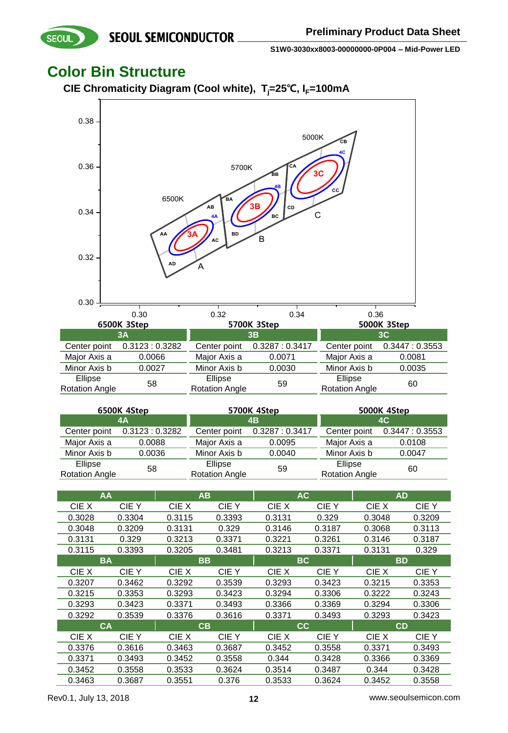## Color Bin Structure

**CIE Chromaticity Diagram (Cool white), $T_j$=25℃, $I_F$=100mA**

**6500K 3Step**

| 3A | |
|---|---|
| Center point | 0.3123 : 0.3282 |
| Major Axis a | 0.0066 |
| Minor Axis b | 0.0027 |
| Ellipse Rotation Angle | 58 |

**5700K 3Step**

| 3B | |
|---|---|
| Center point | 0.3287 : 0.3417 |
| Major Axis a | 0.0071 |
| Minor Axis b | 0.0030 |
| Ellipse Rotation Angle | 59 |

**5000K 3Step**

| 3C | |
|---|---|
| Center point | 0.3447 : 0.3553 |
| Major Axis a | 0.0081 |
| Minor Axis b | 0.0035 |
| Ellipse Rotation Angle | 60 |

**6500K 4Step**

| 4A | |
|---|---|
| Center point | 0.3123 : 0.3282 |
| Major Axis a | 0.0088 |
| Minor Axis b | 0.0036 |
| Ellipse Rotation Angle | 58 |

**5700K 4Step**

| 4B | |
|---|---|
| Center point | 0.3287 : 0.3417 |
| Major Axis a | 0.0095 |
| Minor Axis b | 0.0040 |
| Ellipse Rotation Angle | 59 |

**5000K 4Step**

| 4C | |
|---|---|
| Center point | 0.3447 : 0.3553 |
| Major Axis a | 0.0108 |
| Minor Axis b | 0.0047 |
| Ellipse Rotation Angle | 60 |

| AA | | AB | | AC | | AD | |
|---|---|---|---|---|---|---|---|
| CIE X | CIE Y | CIE X | CIE Y | CIE X | CIE Y | CIE X | CIE Y |
| 0.3028 | 0.3304 | 0.3115 | 0.3393 | 0.3131 | 0.329 | 0.3048 | 0.3209 |
| 0.3048 | 0.3209 | 0.3131 | 0.329 | 0.3146 | 0.3187 | 0.3068 | 0.3113 |
| 0.3131 | 0.329 | 0.3213 | 0.3371 | 0.3221 | 0.3261 | 0.3146 | 0.3187 |
| 0.3115 | 0.3393 | 0.3205 | 0.3481 | 0.3213 | 0.3371 | 0.3131 | 0.329 |
| **BA** | | **BB** | | **BC** | | **BD** | |
| CIE X | CIE Y | CIE X | CIE Y | CIE X | CIE Y | CIE X | CIE Y |
| 0.3207 | 0.3462 | 0.3292 | 0.3539 | 0.3293 | 0.3423 | 0.3215 | 0.3353 |
| 0.3215 | 0.3353 | 0.3293 | 0.3423 | 0.3294 | 0.3306 | 0.3222 | 0.3243 |
| 0.3293 | 0.3423 | 0.3371 | 0.3493 | 0.3366 | 0.3369 | 0.3294 | 0.3306 |
| 0.3292 | 0.3539 | 0.3376 | 0.3616 | 0.3371 | 0.3493 | 0.3293 | 0.3423 |
| **CA** | | **CB** | | **CC** | | **CD** | |
| CIE X | CIE Y | CIE X | CIE Y | CIE X | CIE Y | CIE X | CIE Y |
| 0.3376 | 0.3616 | 0.3463 | 0.3687 | 0.3452 | 0.3558 | 0.3371 | 0.3493 |
| 0.3371 | 0.3493 | 0.3452 | 0.3558 | 0.344 | 0.3428 | 0.3366 | 0.3369 |
| 0.3452 | 0.3558 | 0.3533 | 0.3624 | 0.3514 | 0.3487 | 0.344 | 0.3428 |
| 0.3463 | 0.3687 | 0.3551 | 0.376 | 0.3533 | 0.3624 | 0.3452 | 0.3558 |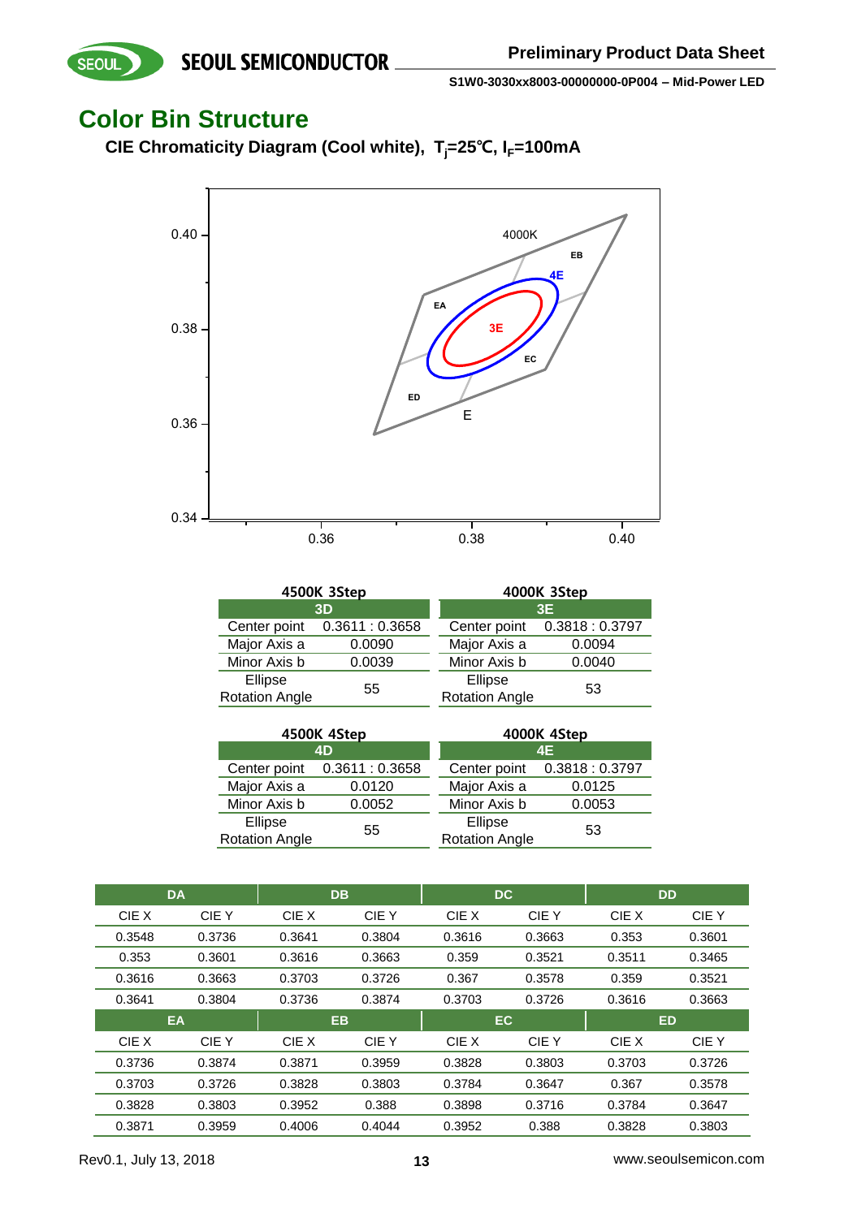# Color Bin Structure

**CIE Chromaticity Diagram (Cool white), $T_j$=25℃, $I_F$=100mA**

| 4500K 3Step | |
|---|---|
| **3D** | |
| Center point | 0.3611 : 0.3658 |
| Major Axis a | 0.0090 |
| Minor Axis b | 0.0039 |
| Ellipse Rotation Angle | 55 |

| 4000K 3Step | |
|---|---|
| **3E** | |
| Center point | 0.3818 : 0.3797 |
| Major Axis a | 0.0094 |
| Minor Axis b | 0.0040 |
| Ellipse Rotation Angle | 53 |

| 4500K 4Step | |
|---|---|
| **4D** | |
| Center point | 0.3611 : 0.3658 |
| Major Axis a | 0.0120 |
| Minor Axis b | 0.0052 |
| Ellipse Rotation Angle | 55 |

| 4000K 4Step | |
|---|---|
| **4E** | |
| Center point | 0.3818 : 0.3797 |
| Major Axis a | 0.0125 |
| Minor Axis b | 0.0053 |
| Ellipse Rotation Angle | 53 |

| DA | | DB | | DC | | DD | |
|---|---|---|---|---|---|---|---|
| CIE X | CIE Y | CIE X | CIE Y | CIE X | CIE Y | CIE X | CIE Y |
| 0.3548 | 0.3736 | 0.3641 | 0.3804 | 0.3616 | 0.3663 | 0.353 | 0.3601 |
| 0.353 | 0.3601 | 0.3616 | 0.3663 | 0.359 | 0.3521 | 0.3511 | 0.3465 |
| 0.3616 | 0.3663 | 0.3703 | 0.3726 | 0.367 | 0.3578 | 0.359 | 0.3521 |
| 0.3641 | 0.3804 | 0.3736 | 0.3874 | 0.3703 | 0.3726 | 0.3616 | 0.3663 |
| **EA** | | **EB** | | **EC** | | **ED** | |
| CIE X | CIE Y | CIE X | CIE Y | CIE X | CIE Y | CIE X | CIE Y |
| 0.3736 | 0.3874 | 0.3871 | 0.3959 | 0.3828 | 0.3803 | 0.3703 | 0.3726 |
| 0.3703 | 0.3726 | 0.3828 | 0.3803 | 0.3784 | 0.3647 | 0.367 | 0.3578 |
| 0.3828 | 0.3803 | 0.3952 | 0.388 | 0.3898 | 0.3716 | 0.3784 | 0.3647 |
| 0.3871 | 0.3959 | 0.4006 | 0.4044 | 0.3952 | 0.388 | 0.3828 | 0.3803 |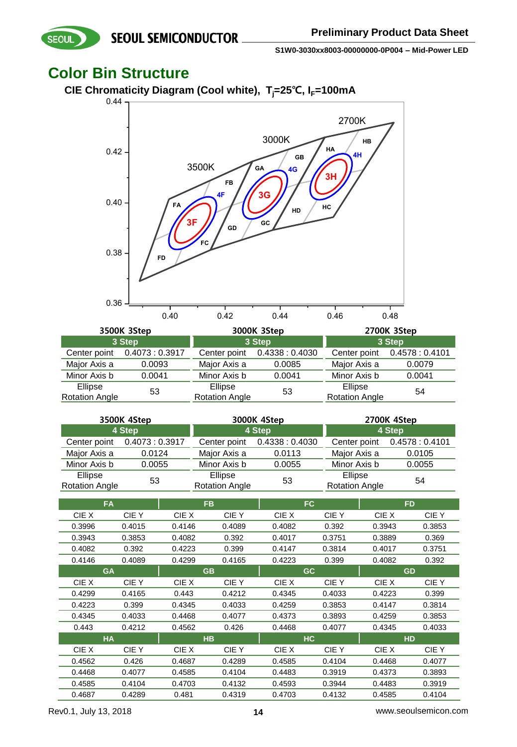## Color Bin Structure

### CIE Chromaticity Diagram (Cool white), $T_j$=25℃, $I_F$=100mA

**3500K 3Step**

| 3 Step | |
|---|---|
| Center point | 0.4073 : 0.3917 |
| Major Axis a | 0.0093 |
| Minor Axis b | 0.0041 |
| Ellipse Rotation Angle | 53 |

**3000K 3Step**

| 3 Step | |
|---|---|
| Center point | 0.4338 : 0.4030 |
| Major Axis a | 0.0085 |
| Minor Axis b | 0.0041 |
| Ellipse Rotation Angle | 53 |

**2700K 3Step**

| 3 Step | |
|---|---|
| Center point | 0.4578 : 0.4101 |
| Major Axis a | 0.0079 |
| Minor Axis b | 0.0041 |
| Ellipse Rotation Angle | 54 |

**3500K 4Step**

| 4 Step | |
|---|---|
| Center point | 0.4073 : 0.3917 |
| Major Axis a | 0.0124 |
| Minor Axis b | 0.0055 |
| Ellipse Rotation Angle | 53 |

**3000K 4Step**

| 4 Step | |
|---|---|
| Center point | 0.4338 : 0.4030 |
| Major Axis a | 0.0113 |
| Minor Axis b | 0.0055 |
| Ellipse Rotation Angle | 53 |

**2700K 4Step**

| 4 Step | |
|---|---|
| Center point | 0.4578 : 0.4101 |
| Major Axis a | 0.0105 |
| Minor Axis b | 0.0055 |
| Ellipse Rotation Angle | 54 |

| FA | | FB | | FC | | FD | |
|---|---|---|---|---|---|---|---|
| CIE X | CIE Y | CIE X | CIE Y | CIE X | CIE Y | CIE X | CIE Y |
| 0.3996 | 0.4015 | 0.4146 | 0.4089 | 0.4082 | 0.392 | 0.3943 | 0.3853 |
| 0.3943 | 0.3853 | 0.4082 | 0.392 | 0.4017 | 0.3751 | 0.3889 | 0.369 |
| 0.4082 | 0.392 | 0.4223 | 0.399 | 0.4147 | 0.3814 | 0.4017 | 0.3751 |
| 0.4146 | 0.4089 | 0.4299 | 0.4165 | 0.4223 | 0.399 | 0.4082 | 0.392 |
| **GA** | | **GB** | | **GC** | | **GD** | |
| CIE X | CIE Y | CIE X | CIE Y | CIE X | CIE Y | CIE X | CIE Y |
| 0.4299 | 0.4165 | 0.443 | 0.4212 | 0.4345 | 0.4033 | 0.4223 | 0.399 |
| 0.4223 | 0.399 | 0.4345 | 0.4033 | 0.4259 | 0.3853 | 0.4147 | 0.3814 |
| 0.4345 | 0.4033 | 0.4468 | 0.4077 | 0.4373 | 0.3893 | 0.4259 | 0.3853 |
| 0.443 | 0.4212 | 0.4562 | 0.426 | 0.4468 | 0.4077 | 0.4345 | 0.4033 |
| **HA** | | **HB** | | **HC** | | **HD** | |
| CIE X | CIE Y | CIE X | CIE Y | CIE X | CIE Y | CIE X | CIE Y |
| 0.4562 | 0.426 | 0.4687 | 0.4289 | 0.4585 | 0.4104 | 0.4468 | 0.4077 |
| 0.4468 | 0.4077 | 0.4585 | 0.4104 | 0.4483 | 0.3919 | 0.4373 | 0.3893 |
| 0.4585 | 0.4104 | 0.4703 | 0.4132 | 0.4593 | 0.3944 | 0.4483 | 0.3919 |
| 0.4687 | 0.4289 | 0.481 | 0.4319 | 0.4703 | 0.4132 | 0.4585 | 0.4104 |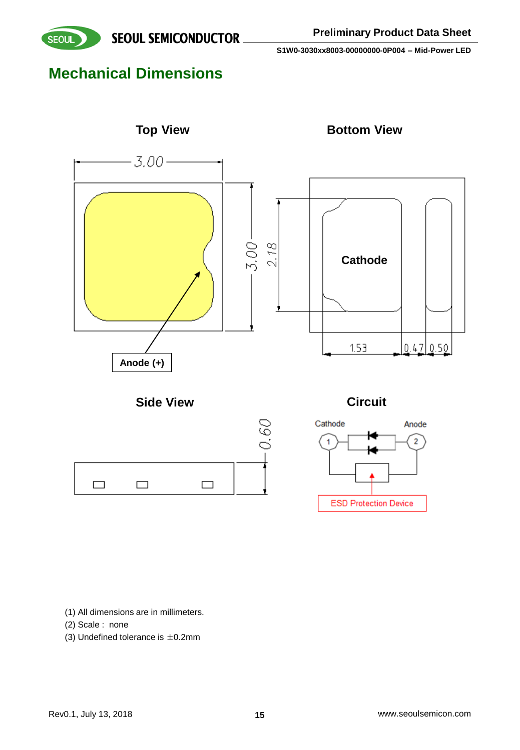## Mechanical Dimensions

**Top View**

3.00

3.00

Anode (+)

**Bottom View**

2.18

Cathode

1.53 | 0.47 | 0.50

**Side View**

0.60

**Circuit**

Cathode

Anode

1

2

ESD Protection Device

(1) All dimensions are in millimeters.
(2) Scale : none
(3) Undefined tolerance is ±0.2mm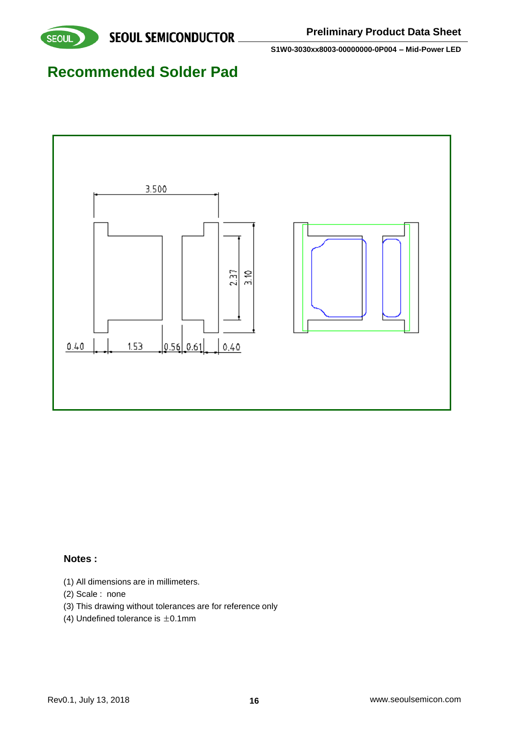# Recommended Solder Pad

3.500

2.37

3.10

0.40 1.53 0.56 0.61 0.40

**Notes :**

(1) All dimensions are in millimeters.

(2) Scale : none

(3) This drawing without tolerances are for reference only

(4) Undefined tolerance is ±0.1mm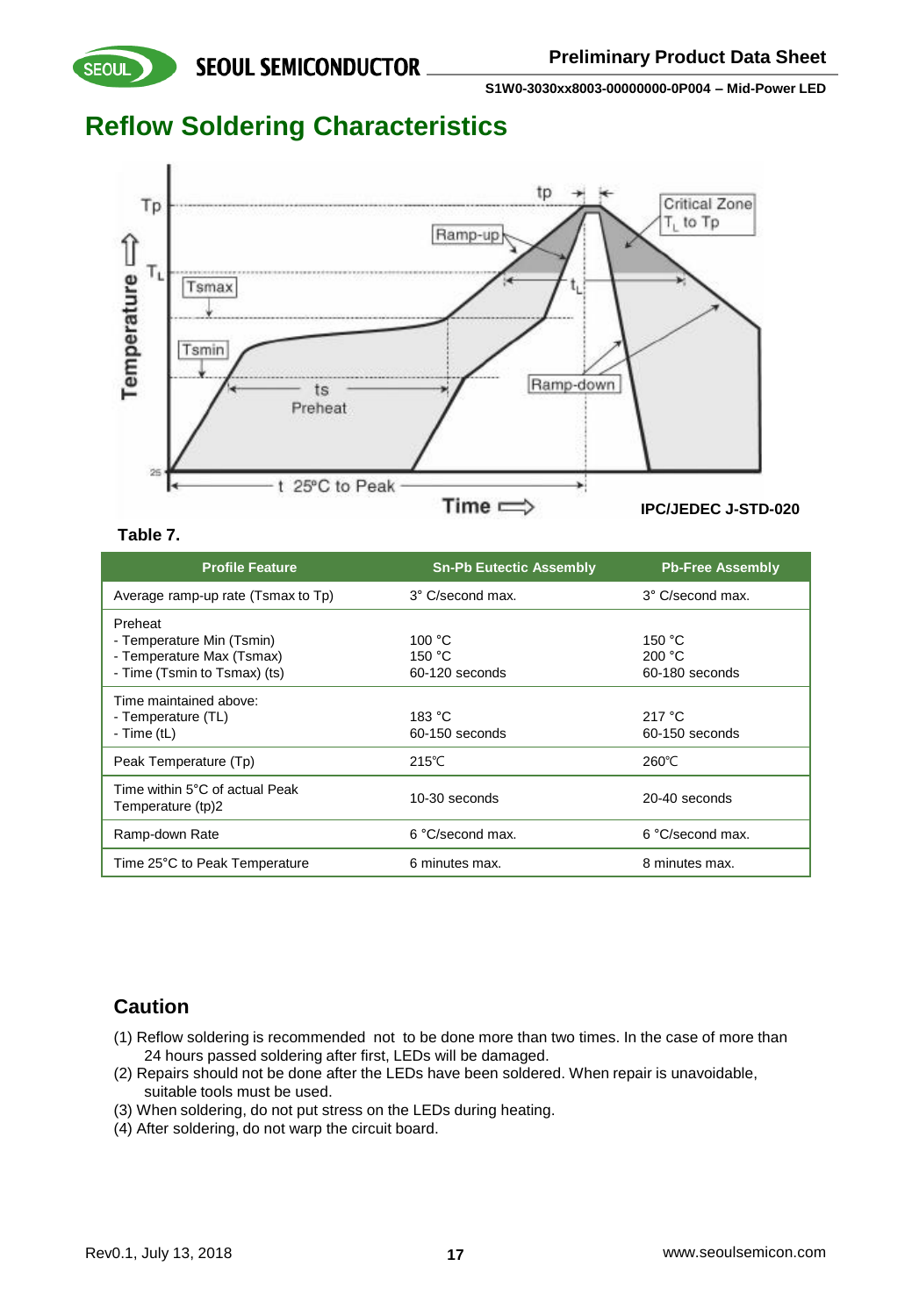# Reflow Soldering Characteristics

IPC/JEDEC J-STD-020

**Table 7.**

| Profile Feature | Sn-Pb Eutectic Assembly | Pb-Free Assembly |
|---|---|---|
| Average ramp-up rate (Tsmax to Tp) | 3° C/second max. | 3° C/second max. |
| Preheat<br>- Temperature Min (Tsmin)<br>- Temperature Max (Tsmax)<br>- Time (Tsmin to Tsmax) (ts) | <br>100 °C<br>150 °C<br>60-120 seconds | <br>150 °C<br>200 °C<br>60-180 seconds |
| Time maintained above:<br>- Temperature (TL)<br>- Time (tL) | <br>183 °C<br>60-150 seconds | <br>217 °C<br>60-150 seconds |
| Peak Temperature (Tp) | 215℃ | 260℃ |
| Time within 5°C of actual Peak Temperature (tp)2 | 10-30 seconds | 20-40 seconds |
| Ramp-down Rate | 6 °C/second max. | 6 °C/second max. |
| Time 25°C to Peak Temperature | 6 minutes max. | 8 minutes max. |

## Caution

(1) Reflow soldering is recommended not to be done more than two times. In the case of more than 24 hours passed soldering after first, LEDs will be damaged.
(2) Repairs should not be done after the LEDs have been soldered. When repair is unavoidable, suitable tools must be used.
(3) When soldering, do not put stress on the LEDs during heating.
(4) After soldering, do not warp the circuit board.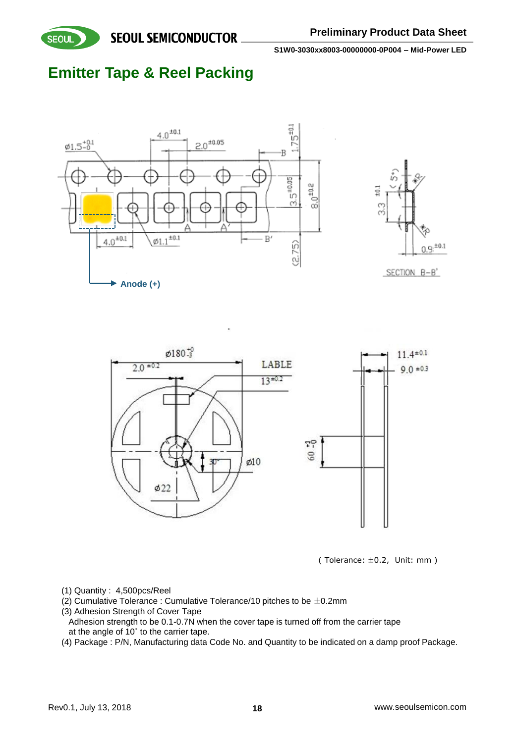# Emitter Tape & Reel Packing

Anode (+)

( Tolerance: ±0.2, Unit: mm )

(1) Quantity : 4,500pcs/Reel
(2) Cumulative Tolerance : Cumulative Tolerance/10 pitches to be ±0.2mm
(3) Adhesion Strength of Cover Tape
  Adhesion strength to be 0.1-0.7N when the cover tape is turned off from the carrier tape at the angle of 10˚ to the carrier tape.
(4) Package : P/N, Manufacturing data Code No. and Quantity to be indicated on a damp proof Package.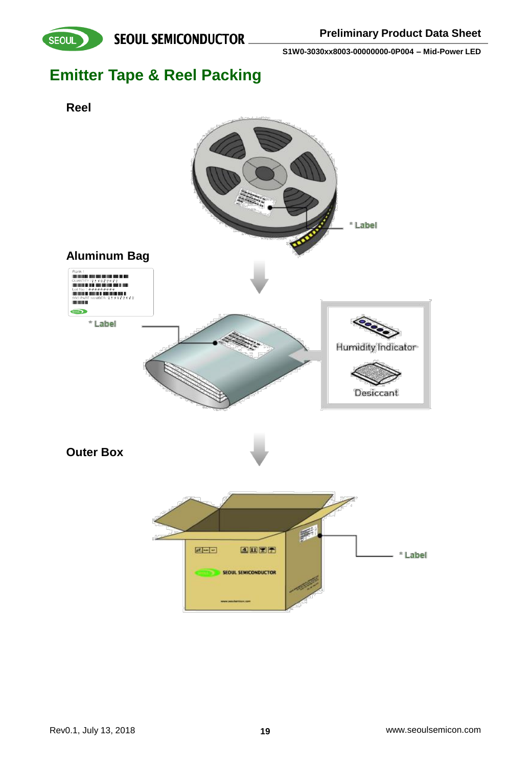# Emitter Tape & Reel Packing

**Reel**

* Label

**Aluminum Bag**

* Label

Humidity Indicator

Desiccant

**Outer Box**

* Label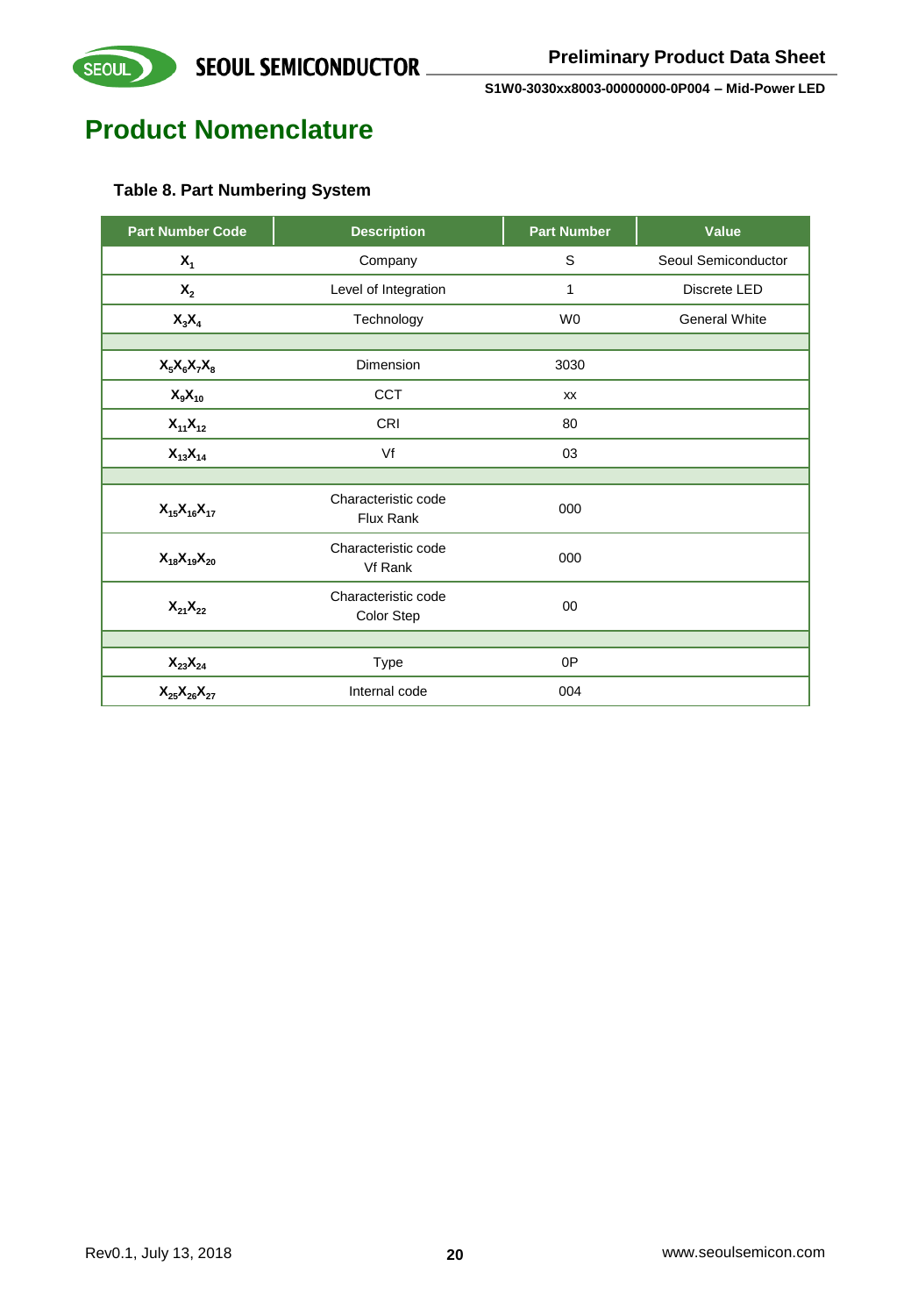# Product Nomenclature

**Table 8. Part Numbering System**

| Part Number Code | Description | Part Number | Value |
|---|---|---|---|
| $X_1$ | Company | S | Seoul Semiconductor |
| $X_2$ | Level of Integration | 1 | Discrete LED |
| $X_3X_4$ | Technology | W0 | General White |
| | | | |
| $X_5X_6X_7X_8$ | Dimension | 3030 | |
| $X_9X_{10}$ | CCT | xx | |
| $X_{11}X_{12}$ | CRI | 80 | |
| $X_{13}X_{14}$ | Vf | 03 | |
| | | | |
| $X_{15}X_{16}X_{17}$ | Characteristic code Flux Rank | 000 | |
| $X_{18}X_{19}X_{20}$ | Characteristic code Vf Rank | 000 | |
| $X_{21}X_{22}$ | Characteristic code Color Step | 00 | |
| | | | |
| $X_{23}X_{24}$ | Type | 0P | |
| $X_{25}X_{26}X_{27}$ | Internal code | 004 | |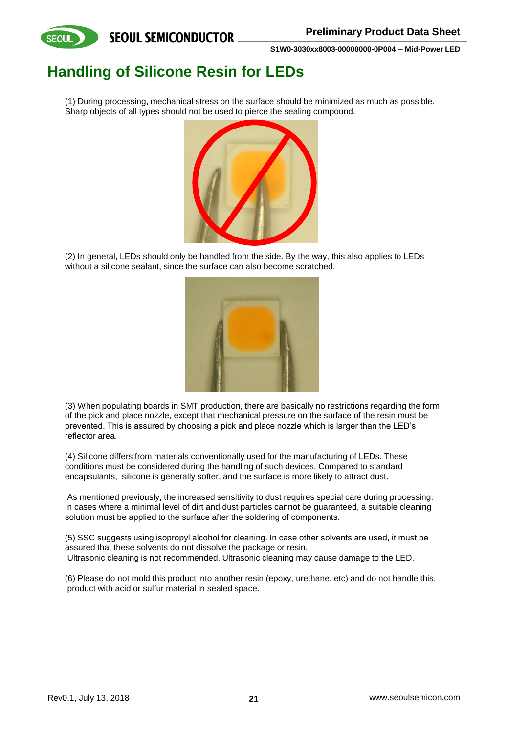# Handling of Silicone Resin for LEDs

(1) During processing, mechanical stress on the surface should be minimized as much as possible. Sharp objects of all types should not be used to pierce the sealing compound.

(2) In general, LEDs should only be handled from the side. By the way, this also applies to LEDs without a silicone sealant, since the surface can also become scratched.

(3) When populating boards in SMT production, there are basically no restrictions regarding the form of the pick and place nozzle, except that mechanical pressure on the surface of the resin must be prevented. This is assured by choosing a pick and place nozzle which is larger than the LED's reflector area.

(4) Silicone differs from materials conventionally used for the manufacturing of LEDs. These conditions must be considered during the handling of such devices. Compared to standard encapsulants, silicone is generally softer, and the surface is more likely to attract dust.

As mentioned previously, the increased sensitivity to dust requires special care during processing. In cases where a minimal level of dirt and dust particles cannot be guaranteed, a suitable cleaning solution must be applied to the surface after the soldering of components.

(5) SSC suggests using isopropyl alcohol for cleaning. In case other solvents are used, it must be assured that these solvents do not dissolve the package or resin.
Ultrasonic cleaning is not recommended. Ultrasonic cleaning may cause damage to the LED.

(6) Please do not mold this product into another resin (epoxy, urethane, etc) and do not handle this. product with acid or sulfur material in sealed space.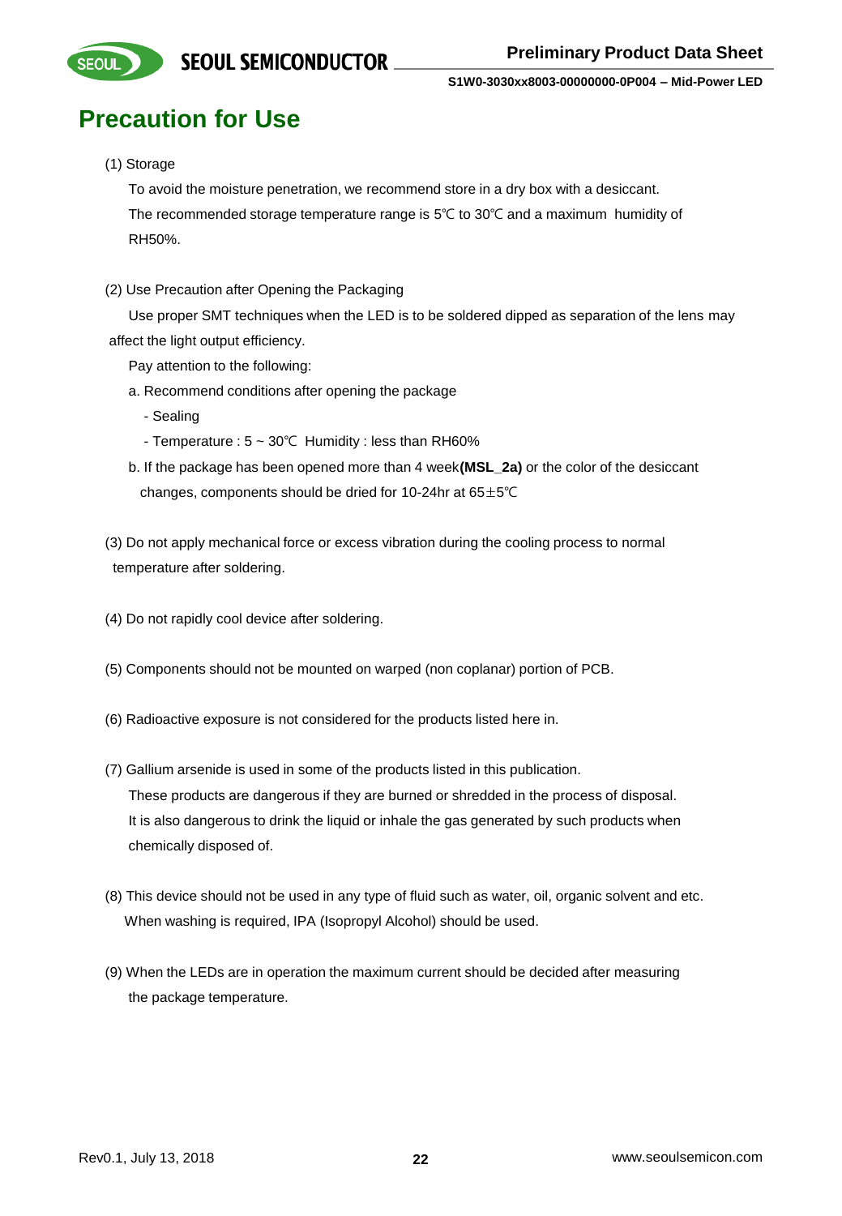# Precaution for Use

(1) Storage

To avoid the moisture penetration, we recommend store in a dry box with a desiccant.
The recommended storage temperature range is 5℃ to 30℃ and a maximum humidity of RH50%.

(2) Use Precaution after Opening the Packaging

Use proper SMT techniques when the LED is to be soldered dipped as separation of the lens may affect the light output efficiency.

Pay attention to the following:

a. Recommend conditions after opening the package

- Sealing
- Temperature : 5 ~ 30℃ Humidity : less than RH60%

b. If the package has been opened more than 4 week**(MSL_2a)** or the color of the desiccant changes, components should be dried for 10-24hr at 65±5℃

(3) Do not apply mechanical force or excess vibration during the cooling process to normal temperature after soldering.

(4) Do not rapidly cool device after soldering.

(5) Components should not be mounted on warped (non coplanar) portion of PCB.

(6) Radioactive exposure is not considered for the products listed here in.

(7) Gallium arsenide is used in some of the products listed in this publication.
These products are dangerous if they are burned or shredded in the process of disposal.
It is also dangerous to drink the liquid or inhale the gas generated by such products when chemically disposed of.

(8) This device should not be used in any type of fluid such as water, oil, organic solvent and etc.
When washing is required, IPA (Isopropyl Alcohol) should be used.

(9) When the LEDs are in operation the maximum current should be decided after measuring the package temperature.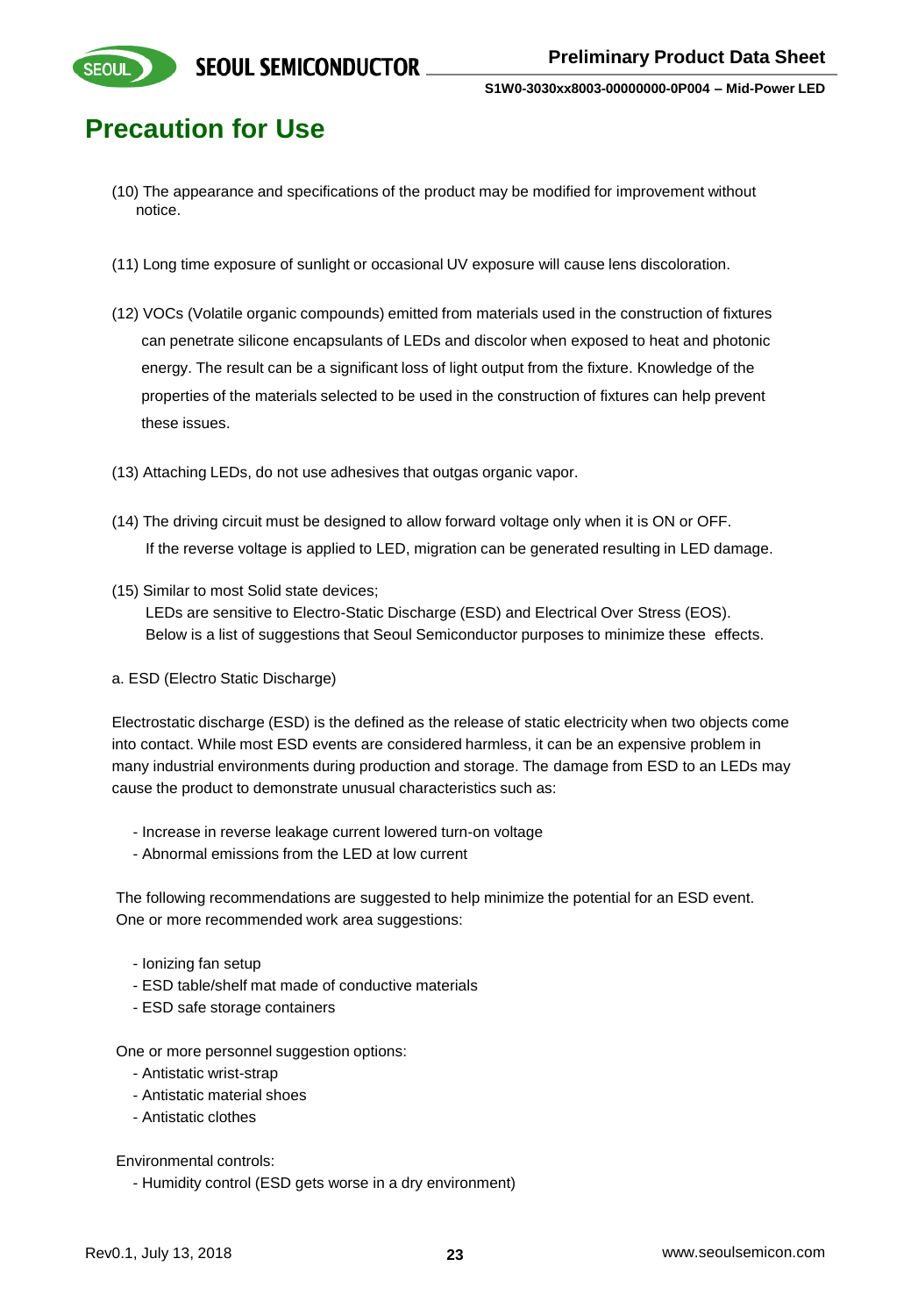# Precaution for Use

(10) The appearance and specifications of the product may be modified for improvement without notice.

(11) Long time exposure of sunlight or occasional UV exposure will cause lens discoloration.

(12) VOCs (Volatile organic compounds) emitted from materials used in the construction of fixtures can penetrate silicone encapsulants of LEDs and discolor when exposed to heat and photonic energy. The result can be a significant loss of light output from the fixture. Knowledge of the properties of the materials selected to be used in the construction of fixtures can help prevent these issues.

(13) Attaching LEDs, do not use adhesives that outgas organic vapor.

(14) The driving circuit must be designed to allow forward voltage only when it is ON or OFF. If the reverse voltage is applied to LED, migration can be generated resulting in LED damage.

(15) Similar to most Solid state devices;
LEDs are sensitive to Electro-Static Discharge (ESD) and Electrical Over Stress (EOS).
Below is a list of suggestions that Seoul Semiconductor purposes to minimize these effects.

a. ESD (Electro Static Discharge)

Electrostatic discharge (ESD) is the defined as the release of static electricity when two objects come into contact. While most ESD events are considered harmless, it can be an expensive problem in many industrial environments during production and storage. The damage from ESD to an LEDs may cause the product to demonstrate unusual characteristics such as:

- Increase in reverse leakage current lowered turn-on voltage
- Abnormal emissions from the LED at low current

The following recommendations are suggested to help minimize the potential for an ESD event.
One or more recommended work area suggestions:

- Ionizing fan setup
- ESD table/shelf mat made of conductive materials
- ESD safe storage containers

One or more personnel suggestion options:

- Antistatic wrist-strap
- Antistatic material shoes
- Antistatic clothes

Environmental controls:

- Humidity control (ESD gets worse in a dry environment)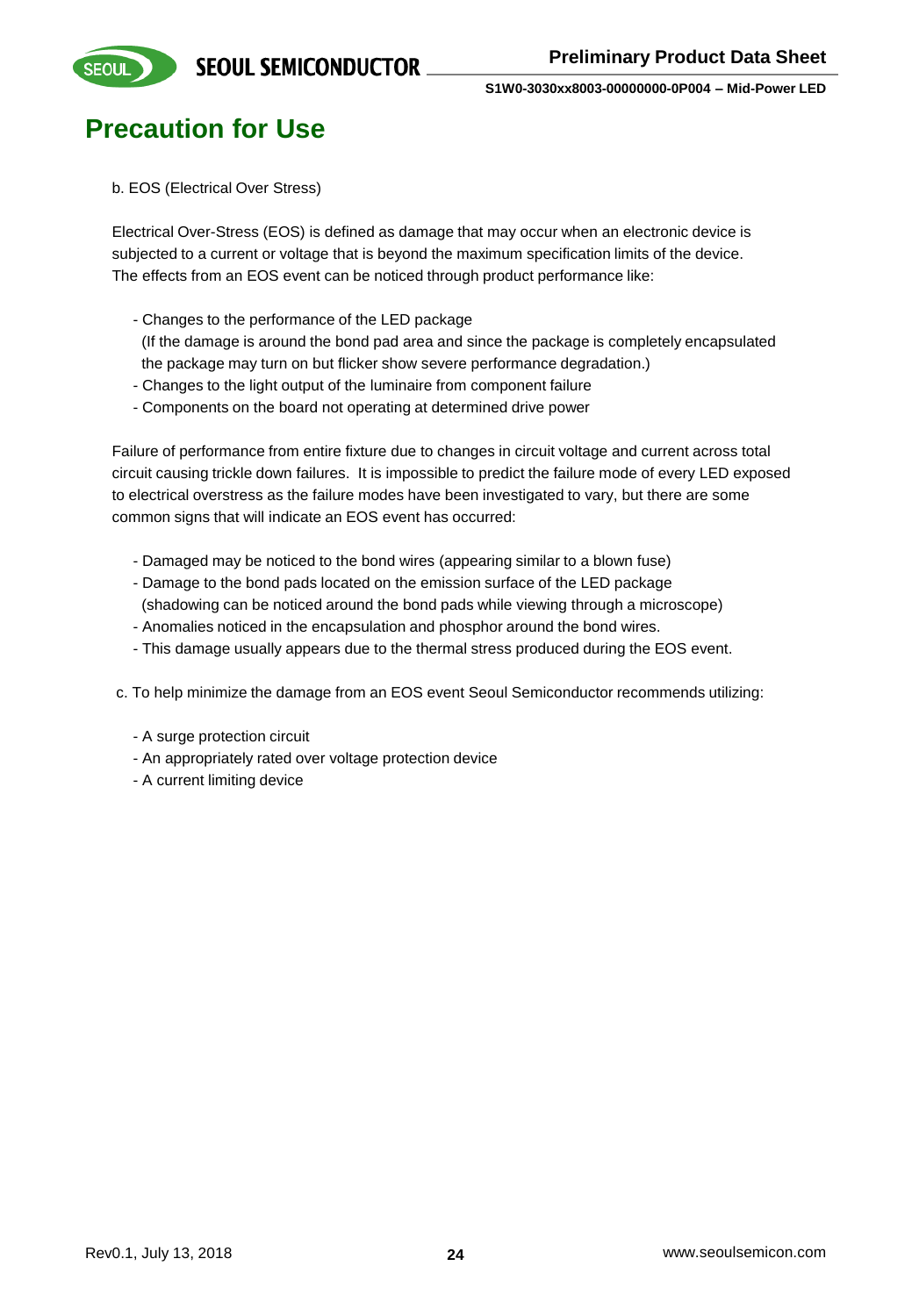# Precaution for Use

b. EOS (Electrical Over Stress)

Electrical Over-Stress (EOS) is defined as damage that may occur when an electronic device is subjected to a current or voltage that is beyond the maximum specification limits of the device. The effects from an EOS event can be noticed through product performance like:

- Changes to the performance of the LED package
  (If the damage is around the bond pad area and since the package is completely encapsulated the package may turn on but flicker show severe performance degradation.)
- Changes to the light output of the luminaire from component failure
- Components on the board not operating at determined drive power

Failure of performance from entire fixture due to changes in circuit voltage and current across total circuit causing trickle down failures. It is impossible to predict the failure mode of every LED exposed to electrical overstress as the failure modes have been investigated to vary, but there are some common signs that will indicate an EOS event has occurred:

- Damaged may be noticed to the bond wires (appearing similar to a blown fuse)
- Damage to the bond pads located on the emission surface of the LED package
  (shadowing can be noticed around the bond pads while viewing through a microscope)
- Anomalies noticed in the encapsulation and phosphor around the bond wires.
- This damage usually appears due to the thermal stress produced during the EOS event.

c. To help minimize the damage from an EOS event Seoul Semiconductor recommends utilizing:

- A surge protection circuit
- An appropriately rated over voltage protection device
- A current limiting device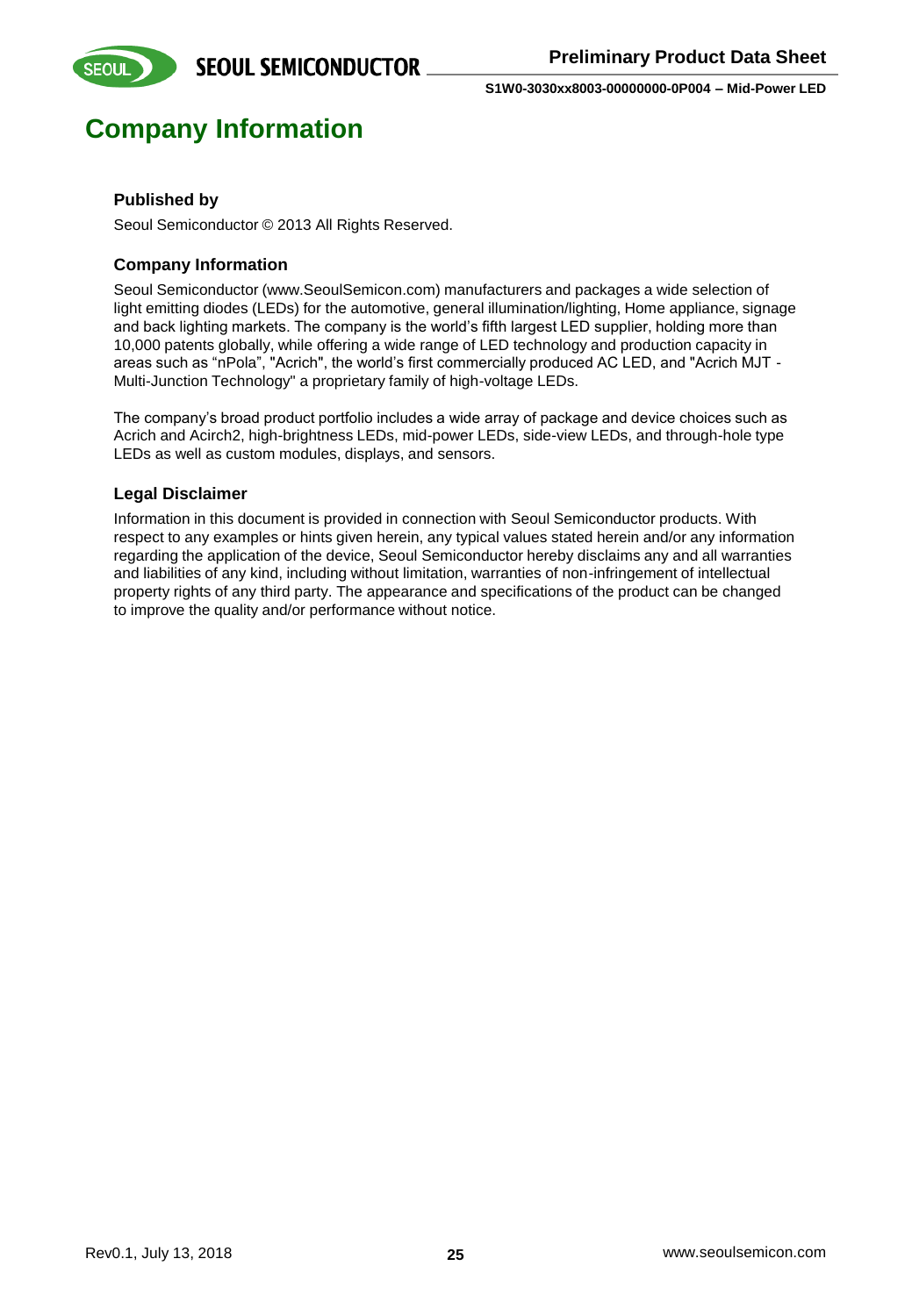# Company Information

### Published by

Seoul Semiconductor © 2013 All Rights Reserved.

### Company Information

Seoul Semiconductor (www.SeoulSemicon.com) manufacturers and packages a wide selection of light emitting diodes (LEDs) for the automotive, general illumination/lighting, Home appliance, signage and back lighting markets. The company is the world's fifth largest LED supplier, holding more than 10,000 patents globally, while offering a wide range of LED technology and production capacity in areas such as "nPola", "Acrich", the world's first commercially produced AC LED, and "Acrich MJT - Multi-Junction Technology" a proprietary family of high-voltage LEDs.

The company's broad product portfolio includes a wide array of package and device choices such as Acrich and Acirch2, high-brightness LEDs, mid-power LEDs, side-view LEDs, and through-hole type LEDs as well as custom modules, displays, and sensors.

### Legal Disclaimer

Information in this document is provided in connection with Seoul Semiconductor products. With respect to any examples or hints given herein, any typical values stated herein and/or any information regarding the application of the device, Seoul Semiconductor hereby disclaims any and all warranties and liabilities of any kind, including without limitation, warranties of non-infringement of intellectual property rights of any third party. The appearance and specifications of the product can be changed to improve the quality and/or performance without notice.